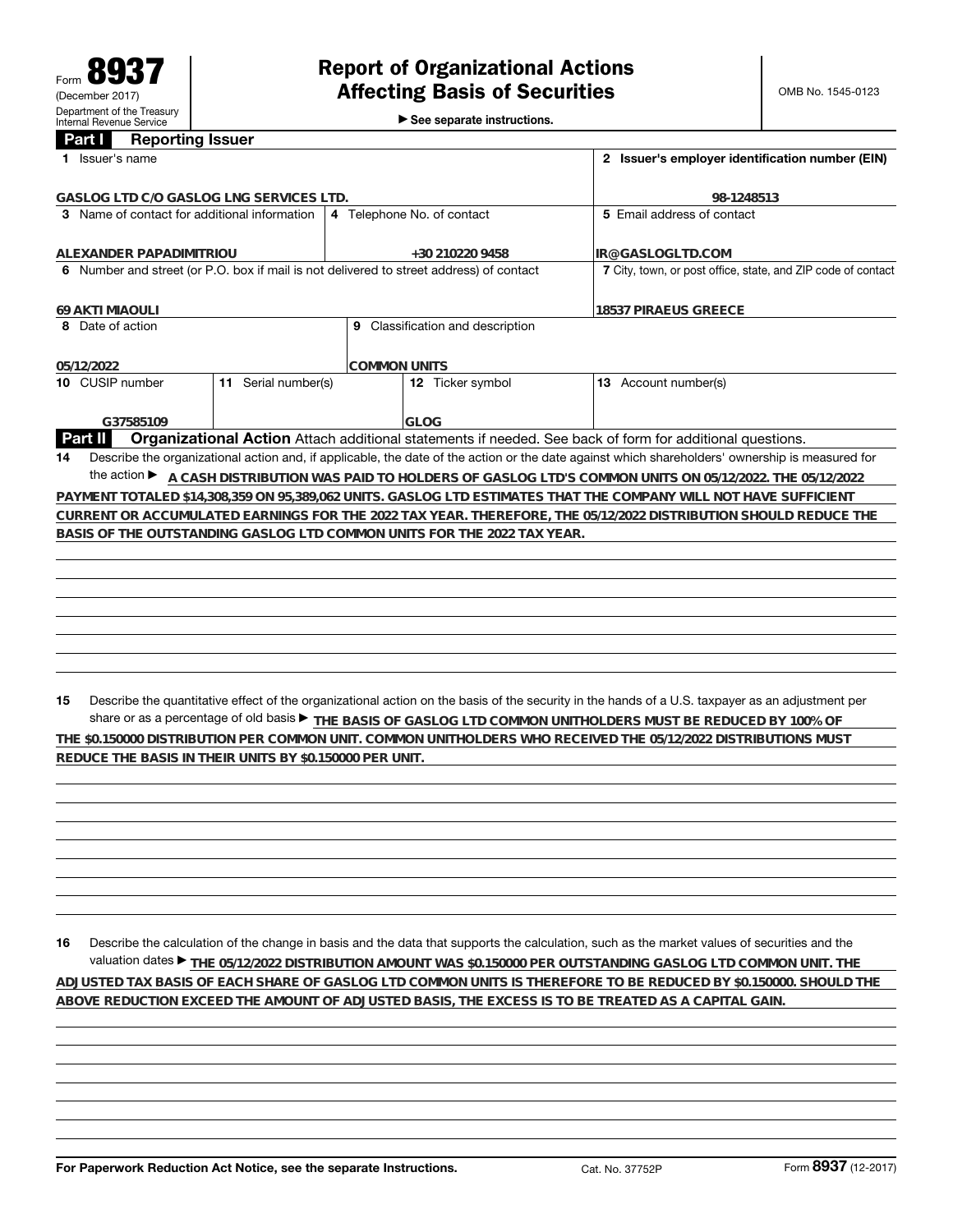Form **8937**
(December 2017)
Department of the Treasury
Internal Revenue Service

# Report of Organizational Actions Affecting Basis of Securities

▶ See separate instructions.

OMB No. 1545-0123

## Part I Reporting Issuer

| 1 Issuer's name | | | 2 Issuer's employer identification number (EIN) |
|---|---|---|---|
| GASLOG LTD C/O GASLOG LNG SERVICES LTD. | | | 98-1248513 |
| 3 Name of contact for additional information | 4 Telephone No. of contact | | 5 Email address of contact |
| ALEXANDER PAPADIMITRIOU | +30 210220 9458 | | IR@GASLOGLTD.COM |
| 6 Number and street (or P.O. box if mail is not delivered to street address) of contact | | | 7 City, town, or post office, state, and ZIP code of contact |
| 69 AKTI MIAOULI | | | 18537 PIRAEUS GREECE |
| 8 Date of action | 9 Classification and description | | |
| 05/12/2022 | COMMON UNITS | | |
| 10 CUSIP number | 11 Serial number(s) | 12 Ticker symbol | 13 Account number(s) |
| G37585109 | | GLOG | |

## Part II Organizational Action

Attach additional statements if needed. See back of form for additional questions.

**14** Describe the organizational action and, if applicable, the date of the action or the date against which shareholders' ownership is measured for the action ▶ A CASH DISTRIBUTION WAS PAID TO HOLDERS OF GASLOG LTD'S COMMON UNITS ON 05/12/2022. THE 05/12/2022 PAYMENT TOTALED $14,308,359 ON 95,389,062 UNITS. GASLOG LTD ESTIMATES THAT THE COMPANY WILL NOT HAVE SUFFICIENT CURRENT OR ACCUMULATED EARNINGS FOR THE 2022 TAX YEAR. THEREFORE, THE 05/12/2022 DISTRIBUTION SHOULD REDUCE THE BASIS OF THE OUTSTANDING GASLOG LTD COMMON UNITS FOR THE 2022 TAX YEAR.

**15** Describe the quantitative effect of the organizational action on the basis of the security in the hands of a U.S. taxpayer as an adjustment per share or as a percentage of old basis ▶ THE BASIS OF GASLOG LTD COMMON UNITHOLDERS MUST BE REDUCED BY 100% OF THE $0.150000 DISTRIBUTION PER COMMON UNIT. COMMON UNITHOLDERS WHO RECEIVED THE 05/12/2022 DISTRIBUTIONS MUST REDUCE THE BASIS IN THEIR UNITS BY $0.150000 PER UNIT.

**16** Describe the calculation of the change in basis and the data that supports the calculation, such as the market values of securities and the valuation dates ▶ THE 05/12/2022 DISTRIBUTION AMOUNT WAS $0.150000 PER OUTSTANDING GASLOG LTD COMMON UNIT. THE ADJUSTED TAX BASIS OF EACH SHARE OF GASLOG LTD COMMON UNITS IS THEREFORE TO BE REDUCED BY $0.150000. SHOULD THE ABOVE REDUCTION EXCEED THE AMOUNT OF ADJUSTED BASIS, THE EXCESS IS TO BE TREATED AS A CAPITAL GAIN.

For Paperwork Reduction Act Notice, see the separate Instructions. Cat. No. 37752P Form **8937** (12-2017)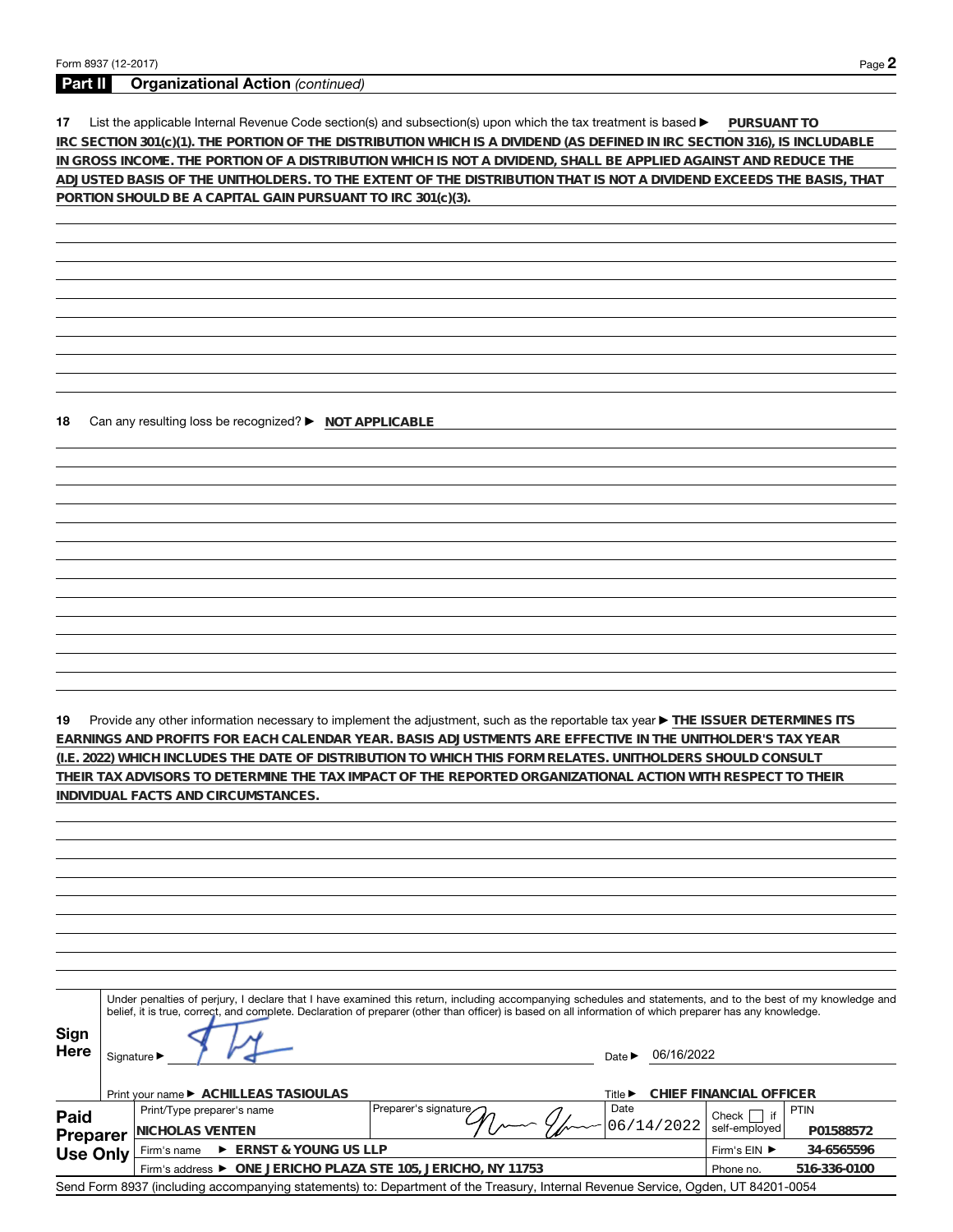Form 8937 (12-2017)

**Part II** **Organizational Action** *(continued)*

**17** List the applicable Internal Revenue Code section(s) and subsection(s) upon which the tax treatment is based ▶ **PURSUANT TO IRC SECTION 301(c)(1). THE PORTION OF THE DISTRIBUTION WHICH IS A DIVIDEND (AS DEFINED IN IRC SECTION 316), IS INCLUDABLE IN GROSS INCOME. THE PORTION OF A DISTRIBUTION WHICH IS NOT A DIVIDEND, SHALL BE APPLIED AGAINST AND REDUCE THE ADJUSTED BASIS OF THE UNITHOLDERS. TO THE EXTENT OF THE DISTRIBUTION THAT IS NOT A DIVIDEND EXCEEDS THE BASIS, THAT PORTION SHOULD BE A CAPITAL GAIN PURSUANT TO IRC 301(c)(3).**

**18** Can any resulting loss be recognized? ▶ **NOT APPLICABLE**

**19** Provide any other information necessary to implement the adjustment, such as the reportable tax year ▶ **THE ISSUER DETERMINES ITS EARNINGS AND PROFITS FOR EACH CALENDAR YEAR. BASIS ADJUSTMENTS ARE EFFECTIVE IN THE UNITHOLDER'S TAX YEAR (I.E. 2022) WHICH INCLUDES THE DATE OF DISTRIBUTION TO WHICH THIS FORM RELATES. UNITHOLDERS SHOULD CONSULT THEIR TAX ADVISORS TO DETERMINE THE TAX IMPACT OF THE REPORTED ORGANIZATIONAL ACTION WITH RESPECT TO THEIR INDIVIDUAL FACTS AND CIRCUMSTANCES.**

**Sign Here**

Under penalties of perjury, I declare that I have examined this return, including accompanying schedules and statements, and to the best of my knowledge and belief, it is true, correct, and complete. Declaration of preparer (other than officer) is based on all information of which preparer has any knowledge.

Signature ▶ [signature] Date ▶ 06/16/2022

Print your name ▶ **ACHILLEAS TASIOULAS** Title ▶ **CHIEF FINANCIAL OFFICER**

| **Paid Preparer Use Only** | | | | |
|---|---|---|---|---|
| Print/Type preparer's name: **NICHOLAS VENTEN** | Preparer's signature: [signature] | Date: 06/14/2022 | Check ☐ if self-employed | PTIN: **P01588572** |
| Firm's name ▶ **ERNST & YOUNG US LLP** | | | Firm's EIN ▶ **34-6565596** | |
| Firm's address ▶ **ONE JERICHO PLAZA STE 105, JERICHO, NY 11753** | | | Phone no. **516-336-0100** | |

Send Form 8937 (including accompanying statements) to: Department of the Treasury, Internal Revenue Service, Ogden, UT 84201-0054